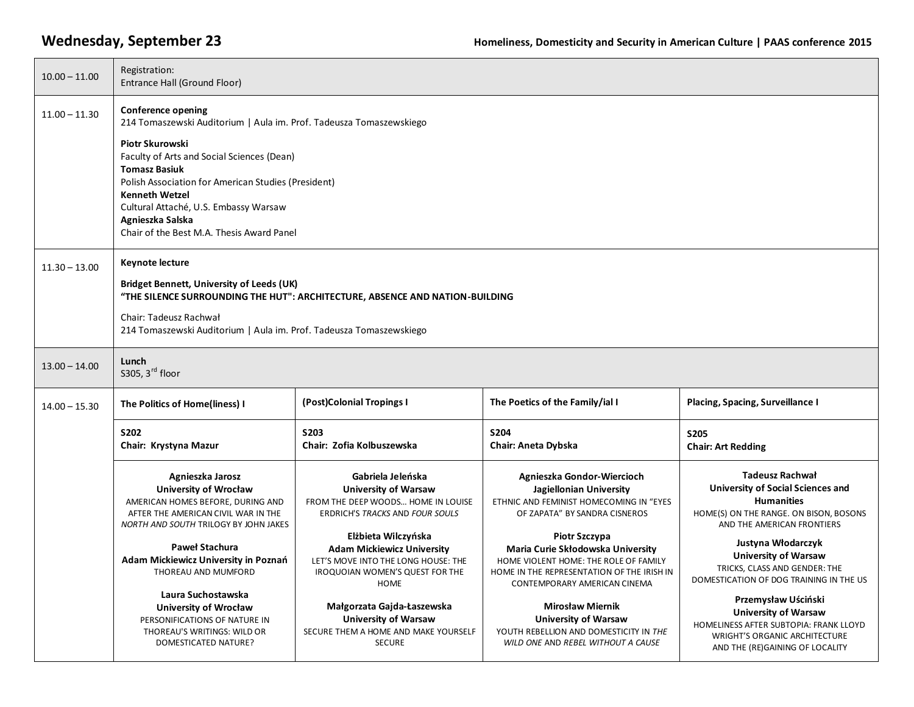# Wednesday, September 23

| Time | Event | | | |
|---|---|---|---|---|
| 10.00 – 11.00 | Registration: Entrance Hall (Ground Floor) | | | |
| 11.00 – 11.30 | **Conference opening**<br>214 Tomaszewski Auditorium \| Aula im. Prof. Tadeusza Tomaszewskiego<br><br>**Piotr Skurowski**<br>Faculty of Arts and Social Sciences (Dean)<br>**Tomasz Basiuk**<br>Polish Association for American Studies (President)<br>**Kenneth Wetzel**<br>Cultural Attaché, U.S. Embassy Warsaw<br>**Agnieszka Salska**<br>Chair of the Best M.A. Thesis Award Panel | | | |
| 11.30 – 13.00 | **Keynote lecture**<br><br>**Bridget Bennett, University of Leeds (UK)**<br>**"THE SILENCE SURROUNDING THE HUT": ARCHITECTURE, ABSENCE AND NATION-BUILDING**<br><br>Chair: Tadeusz Rachwał<br>214 Tomaszewski Auditorium \| Aula im. Prof. Tadeusza Tomaszewskiego | | | |
| 13.00 – 14.00 | **Lunch**<br>S305, 3rd floor | | | |
| 14.00 – 15.30 | **The Politics of Home(liness) I** | **(Post)Colonial Tropings I** | **The Poetics of the Family/ial I** | **Placing, Spacing, Surveillance I** |
| | **S202**<br>**Chair: Krystyna Mazur** | **S203**<br>**Chair: Zofia Kolbuszewska** | **S204**<br>**Chair: Aneta Dybska** | **S205**<br>**Chair: Art Redding** |
| | **Agnieszka Jarosz**<br>**University of Wrocław**<br>AMERICAN HOMES BEFORE, DURING AND AFTER THE AMERICAN CIVIL WAR IN THE *NORTH AND SOUTH* TRILOGY BY JOHN JAKES<br><br>**Paweł Stachura**<br>**Adam Mickiewicz University in Poznań**<br>THOREAU AND MUMFORD<br><br>**Laura Suchostawska**<br>**University of Wrocław**<br>PERSONIFICATIONS OF NATURE IN THOREAU'S WRITINGS: WILD OR DOMESTICATED NATURE? | **Gabriela Jeleńska**<br>**University of Warsaw**<br>FROM THE DEEP WOODS… HOME IN LOUISE ERDRICH'S *TRACKS* AND *FOUR SOULS*<br><br>**Elżbieta Wilczyńska**<br>**Adam Mickiewicz University**<br>LET'S MOVE INTO THE LONG HOUSE: THE IROQUOIAN WOMEN'S QUEST FOR THE HOME<br><br>**Małgorzata Gajda-Łaszewska**<br>**University of Warsaw**<br>SECURE THEM A HOME AND MAKE YOURSELF SECURE | **Agnieszka Gondor-Wiercioch**<br>**Jagiellonian University**<br>ETHNIC AND FEMINIST HOMECOMING IN "EYES OF ZAPATA" BY SANDRA CISNEROS<br><br>**Piotr Szczypa**<br>**Maria Curie Skłodowska University**<br>HOME VIOLENT HOME: THE ROLE OF FAMILY HOME IN THE REPRESENTATION OF THE IRISH IN CONTEMPORARY AMERICAN CINEMA<br><br>**Mirosław Miernik**<br>**University of Warsaw**<br>YOUTH REBELLION AND DOMESTICITY IN *THE WILD ONE* AND *REBEL WITHOUT A CAUSE* | **Tadeusz Rachwał**<br>**University of Social Sciences and Humanities**<br>HOME(S) ON THE RANGE. ON BISON, BOSONS AND THE AMERICAN FRONTIERS<br><br>**Justyna Włodarczyk**<br>**University of Warsaw**<br>TRICKS, CLASS AND GENDER: THE DOMESTICATION OF DOG TRAINING IN THE US<br><br>**Przemysław Uściński**<br>**University of Warsaw**<br>HOMELINESS AFTER SUBTOPIA: FRANK LLOYD WRIGHT'S ORGANIC ARCHITECTURE AND THE (RE)GAINING OF LOCALITY |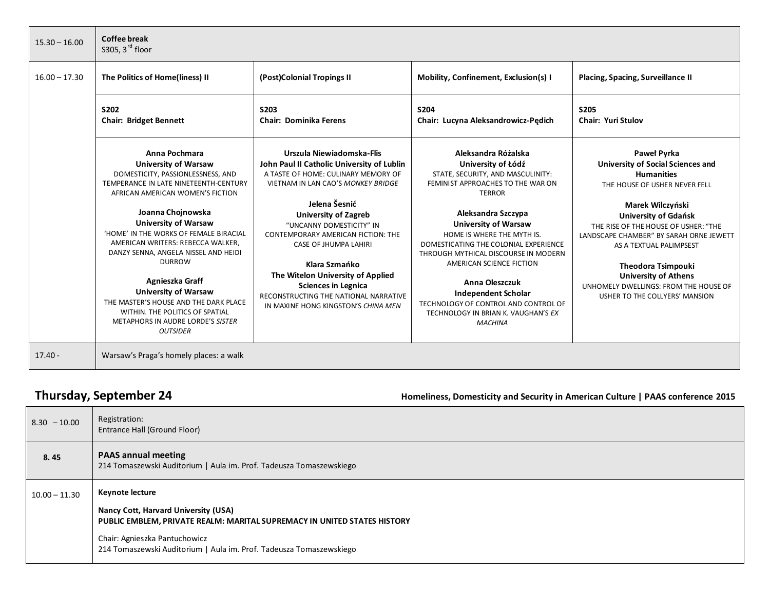| | | | | |
|---|---|---|---|---|
| 15.30 – 16.00 | **Coffee break**<br>S305, 3rd floor | | | |
| 16.00 – 17.30 | **The Politics of Home(liness) II** | **(Post)Colonial Tropings II** | **Mobility, Confinement, Exclusion(s) I** | **Placing, Spacing, Surveillance II** |
| | **S202**<br>**Chair: Bridget Bennett** | **S203**<br>**Chair: Dominika Ferens** | **S204**<br>**Chair: Lucyna Aleksandrowicz-Pędich** | **S205**<br>**Chair: Yuri Stulov** |
| | **Anna Pochmara**<br>**University of Warsaw**<br>DOMESTICITY, PASSIONLESSNESS, AND TEMPERANCE IN LATE NINETEENTH-CENTURY AFRICAN AMERICAN WOMEN'S FICTION<br><br>**Joanna Chojnowska**<br>**University of Warsaw**<br>'HOME' IN THE WORKS OF FEMALE BIRACIAL AMERICAN WRITERS: REBECCA WALKER, DANZY SENNA, ANGELA NISSEL AND HEIDI DURROW<br><br>**Agnieszka Graff**<br>**University of Warsaw**<br>THE MASTER'S HOUSE AND THE DARK PLACE WITHIN. THE POLITICS OF SPATIAL METAPHORS IN AUDRE LORDE'S *SISTER OUTSIDER* | **Urszula Niewiadomska-Flis**<br>**John Paul II Catholic University of Lublin**<br>A TASTE OF HOME: CULINARY MEMORY OF VIETNAM IN LAN CAO'S *MONKEY BRIDGE*<br><br>**Jelena Šesnić**<br>**University of Zagreb**<br>"UNCANNY DOMESTICITY" IN CONTEMPORARY AMERICAN FICTION: THE CASE OF JHUMPA LAHIRI<br><br>**Klara Szmańko**<br>**The Witelon University of Applied Sciences in Legnica**<br>RECONSTRUCTING THE NATIONAL NARRATIVE IN MAXINE HONG KINGSTON'S *CHINA MEN* | **Aleksandra Różalska**<br>**University of Łódź**<br>STATE, SECURITY, AND MASCULINITY: FEMINIST APPROACHES TO THE WAR ON TERROR<br><br>**Aleksandra Szczypa**<br>**University of Warsaw**<br>HOME IS WHERE THE MYTH IS. DOMESTICATING THE COLONIAL EXPERIENCE THROUGH MYTHICAL DISCOURSE IN MODERN AMERICAN SCIENCE FICTION<br><br>**Anna Oleszczuk**<br>**Independent Scholar**<br>TECHNOLOGY OF CONTROL AND CONTROL OF TECHNOLOGY IN BRIAN K. VAUGHAN'S *EX MACHINA* | **Paweł Pyrka**<br>**University of Social Sciences and Humanities**<br>THE HOUSE OF USHER NEVER FELL<br><br>**Marek Wilczyński**<br>**University of Gdańsk**<br>THE RISE OF THE HOUSE OF USHER: "THE LANDSCAPE CHAMBER" BY SARAH ORNE JEWETT AS A TEXTUAL PALIMPSEST<br><br>**Theodora Tsimpouki**<br>**University of Athens**<br>UNHOMELY DWELLINGS: FROM THE HOUSE OF USHER TO THE COLLYERS' MANSION |
| 17.40 - | Warsaw's Praga's homely places: a walk | | | |

## Thursday, September 24

| | |
|---|---|
| 8.30 – 10.00 | Registration:<br>Entrance Hall (Ground Floor) |
| **8. 45** | **PAAS annual meeting**<br>214 Tomaszewski Auditorium \| Aula im. Prof. Tadeusza Tomaszewskiego |
| 10.00 – 11.30 | **Keynote lecture**<br><br>**Nancy Cott, Harvard University (USA)**<br>**PUBLIC EMBLEM, PRIVATE REALM: MARITAL SUPREMACY IN UNITED STATES HISTORY**<br><br>Chair: Agnieszka Pantuchowicz<br>214 Tomaszewski Auditorium \| Aula im. Prof. Tadeusza Tomaszewskiego |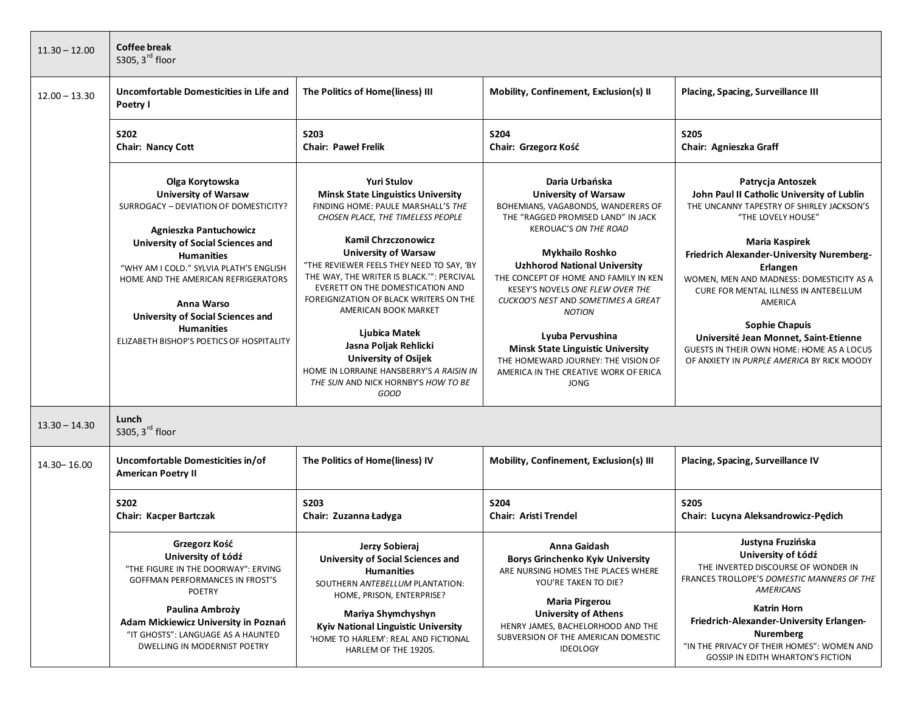| | | | | |
|---|---|---|---|---|
| 11.30 – 12.00 | **Coffee break**<br>S305, 3rd floor | | | |
| 12.00 – 13.30 | **Uncomfortable Domesticities in Life and Poetry I** | **The Politics of Home(liness) III** | **Mobility, Confinement, Exclusion(s) II** | **Placing, Spacing, Surveillance III** |
| | **S202**<br>**Chair: Nancy Cott** | **S203**<br>**Chair: Paweł Frelik** | **S204**<br>**Chair: Grzegorz Kość** | **S205**<br>**Chair: Agnieszka Graff** |
| | **Olga Korytowska**<br>**University of Warsaw**<br>SURROGACY – DEVIATION OF DOMESTICITY?<br><br>**Agnieszka Pantuchowicz**<br>**University of Social Sciences and Humanities**<br>"WHY AM I COLD." SYLVIA PLATH'S ENGLISH HOME AND THE AMERICAN REFRIGERATORS<br><br>**Anna Warso**<br>**University of Social Sciences and Humanities**<br>ELIZABETH BISHOP'S POETICS OF HOSPITALITY | **Yuri Stulov**<br>**Minsk State Linguistics University**<br>FINDING HOME: PAULE MARSHALL'S *THE CHOSEN PLACE, THE TIMELESS PEOPLE*<br><br>**Kamil Chrzczonowicz**<br>**University of Warsaw**<br>"THE REVIEWER FEELS THEY NEED TO SAY, 'BY THE WAY, THE WRITER IS BLACK.'": PERCIVAL EVERETT ON THE DOMESTICATION AND FOREIGNIZATION OF BLACK WRITERS ON THE AMERICAN BOOK MARKET<br><br>**Ljubica Matek**<br>**Jasna Poljak Rehlicki**<br>**University of Osijek**<br>HOME IN LORRAINE HANSBERRY'S *A RAISIN IN THE SUN* AND NICK HORNBY'S *HOW TO BE GOOD* | **Daria Urbańska**<br>**University of Warsaw**<br>BOHEMIANS, VAGABONDS, WANDERERS OF THE "RAGGED PROMISED LAND" IN JACK KEROUAC'S *ON THE ROAD*<br><br>**Mykhailo Roshko**<br>**Uzhhorod National University**<br>THE CONCEPT OF HOME AND FAMILY IN KEN KESEY'S NOVELS *ONE FLEW OVER THE CUCKOO'S NEST* AND *SOMETIMES A GREAT NOTION*<br><br>**Lyuba Pervushina**<br>**Minsk State Linguistic University**<br>THE HOMEWARD JOURNEY: THE VISION OF AMERICA IN THE CREATIVE WORK OF ERICA JONG | **Patrycja Antoszek**<br>**John Paul II Catholic University of Lublin**<br>THE UNCANNY TAPESTRY OF SHIRLEY JACKSON'S "THE LOVELY HOUSE"<br><br>**Maria Kaspirek**<br>**Friedrich Alexander-University Nuremberg-Erlangen**<br>WOMEN, MEN AND MADNESS: DOMESTICITY AS A CURE FOR MENTAL ILLNESS IN ANTEBELLUM AMERICA<br><br>**Sophie Chapuis**<br>**Université Jean Monnet, Saint-Etienne**<br>GUESTS IN THEIR OWN HOME: HOME AS A LOCUS OF ANXIETY IN *PURPLE AMERICA* BY RICK MOODY |
| 13.30 – 14.30 | **Lunch**<br>S305, 3rd floor | | | |
| 14.30– 16.00 | **Uncomfortable Domesticities in/of American Poetry II** | **The Politics of Home(liness) IV** | **Mobility, Confinement, Exclusion(s) III** | **Placing, Spacing, Surveillance IV** |
| | **S202**<br>**Chair: Kacper Bartczak** | **S203**<br>**Chair: Zuzanna Ładyga** | **S204**<br>**Chair: Aristi Trendel** | **S205**<br>**Chair: Lucyna Aleksandrowicz-Pędich** |
| | **Grzegorz Kość**<br>**University of Łódź**<br>"THE FIGURE IN THE DOORWAY": ERVING GOFFMAN PERFORMANCES IN FROST'S POETRY<br><br>**Paulina Ambroży**<br>**Adam Mickiewicz University in Poznań**<br>"IT GHOSTS": LANGUAGE AS A HAUNTED DWELLING IN MODERNIST POETRY | **Jerzy Sobieraj**<br>**University of Social Sciences and Humanities**<br>SOUTHERN *ANTEBELLUM* PLANTATION: HOME, PRISON, ENTERPRISE?<br><br>**Mariya Shymchyshyn**<br>**Kyiv National Linguistic University**<br>'HOME TO HARLEM': REAL AND FICTIONAL HARLEM OF THE 1920S. | **Anna Gaidash**<br>**Borys Grinchenko Kyiv University**<br>ARE NURSING HOMES THE PLACES WHERE YOU'RE TAKEN TO DIE?<br><br>**Maria Pirgerou**<br>**University of Athens**<br>HENRY JAMES, BACHELORHOOD AND THE SUBVERSION OF THE AMERICAN DOMESTIC IDEOLOGY | **Justyna Fruzińska**<br>**University of Łódź**<br>THE INVERTED DISCOURSE OF WONDER IN FRANCES TROLLOPE'S *DOMESTIC MANNERS OF THE AMERICANS*<br><br>**Katrin Horn**<br>**Friedrich-Alexander-University Erlangen-Nuremberg**<br>"IN THE PRIVACY OF THEIR HOMES": WOMEN AND GOSSIP IN EDITH WHARTON'S FICTION |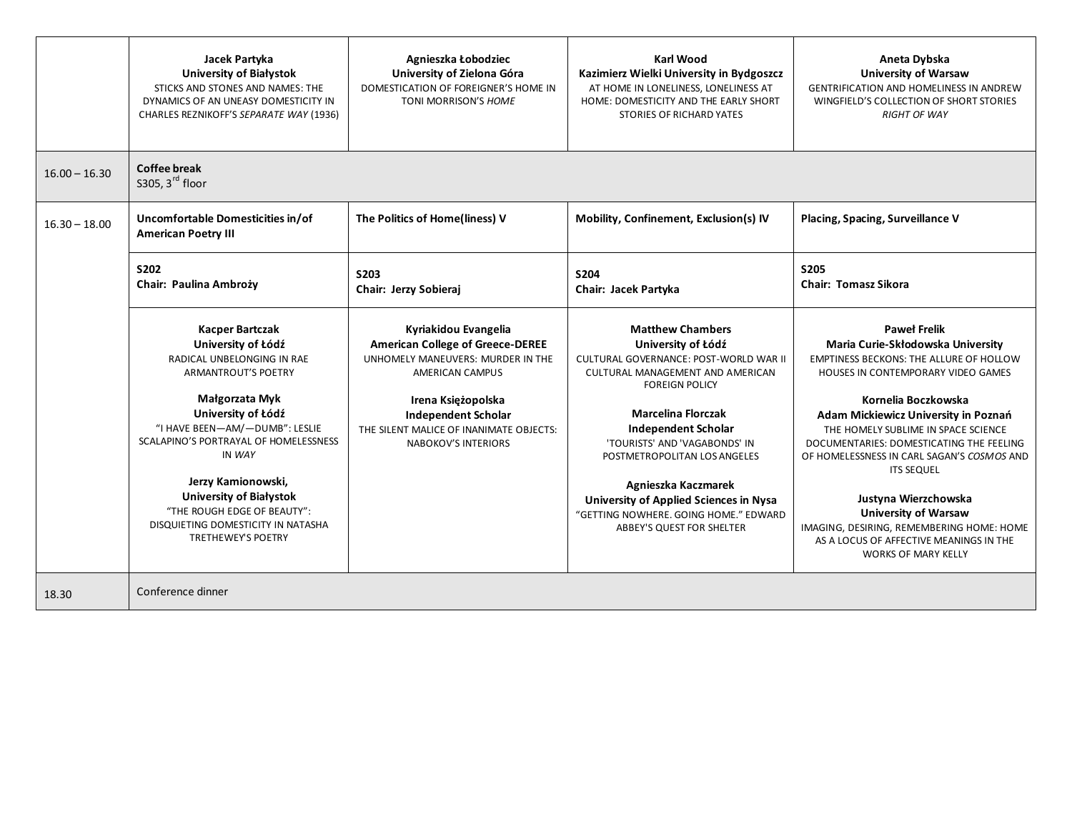| | | | | |
|---|---|---|---|---|
| | **Jacek Partyka**<br>**University of Białystok**<br>STICKS AND STONES AND NAMES: THE DYNAMICS OF AN UNEASY DOMESTICITY IN CHARLES REZNIKOFF'S *SEPARATE WAY* (1936) | **Agnieszka Łobodziec**<br>**University of Zielona Góra**<br>DOMESTICATION OF FOREIGNER'S HOME IN TONI MORRISON'S *HOME* | **Karl Wood**<br>**Kazimierz Wielki University in Bydgoszcz**<br>AT HOME IN LONELINESS, LONELINESS AT HOME: DOMESTICITY AND THE EARLY SHORT STORIES OF RICHARD YATES | **Aneta Dybska**<br>**University of Warsaw**<br>GENTRIFICATION AND HOMELINESS IN ANDREW WINGFIELD'S COLLECTION OF SHORT STORIES *RIGHT OF WAY* |
| 16.00 – 16.30 | **Coffee break**<br>S305, 3rd floor | | | |
| 16.30 – 18.00 | **Uncomfortable Domesticities in/of American Poetry III** | **The Politics of Home(liness) V** | **Mobility, Confinement, Exclusion(s) IV** | **Placing, Spacing, Surveillance V** |
| | **S202**<br>**Chair: Paulina Ambroży** | **S203**<br>**Chair: Jerzy Sobieraj** | **S204**<br>**Chair: Jacek Partyka** | **S205**<br>**Chair: Tomasz Sikora** |
| | **Kacper Bartczak**<br>**University of Łódź**<br>RADICAL UNBELONGING IN RAE ARMANTROUT'S POETRY<br><br>**Małgorzata Myk**<br>**University of Łódź**<br>"I HAVE BEEN—AM/—DUMB": LESLIE SCALAPINO'S PORTRAYAL OF HOMELESSNESS IN *WAY*<br><br>**Jerzy Kamionowski,**<br>**University of Białystok**<br>"THE ROUGH EDGE OF BEAUTY": DISQUIETING DOMESTICITY IN NATASHA TRETHEWEY'S POETRY | **Kyriakidou Evangelia**<br>**American College of Greece-DEREE**<br>UNHOMELY MANEUVERS: MURDER IN THE AMERICAN CAMPUS<br><br>**Irena Księżopolska**<br>**Independent Scholar**<br>THE SILENT MALICE OF INANIMATE OBJECTS: NABOKOV'S INTERIORS | **Matthew Chambers**<br>**University of Łódź**<br>CULTURAL GOVERNANCE: POST-WORLD WAR II CULTURAL MANAGEMENT AND AMERICAN FOREIGN POLICY<br><br>**Marcelina Florczak**<br>**Independent Scholar**<br>'TOURISTS' AND 'VAGABONDS' IN POSTMETROPOLITAN LOS ANGELES<br><br>**Agnieszka Kaczmarek**<br>**University of Applied Sciences in Nysa**<br>"GETTING NOWHERE. GOING HOME." EDWARD ABBEY'S QUEST FOR SHELTER | **Paweł Frelik**<br>**Maria Curie-Skłodowska University**<br>EMPTINESS BECKONS: THE ALLURE OF HOLLOW HOUSES IN CONTEMPORARY VIDEO GAMES<br><br>**Kornelia Boczkowska**<br>**Adam Mickiewicz University in Poznań**<br>THE HOMELY SUBLIME IN SPACE SCIENCE DOCUMENTARIES: DOMESTICATING THE FEELING OF HOMELESSNESS IN CARL SAGAN'S *COSMOS* AND ITS SEQUEL<br><br>**Justyna Wierzchowska**<br>**University of Warsaw**<br>IMAGING, DESIRING, REMEMBERING HOME: HOME AS A LOCUS OF AFFECTIVE MEANINGS IN THE WORKS OF MARY KELLY |
| 18.30 | Conference dinner | | | |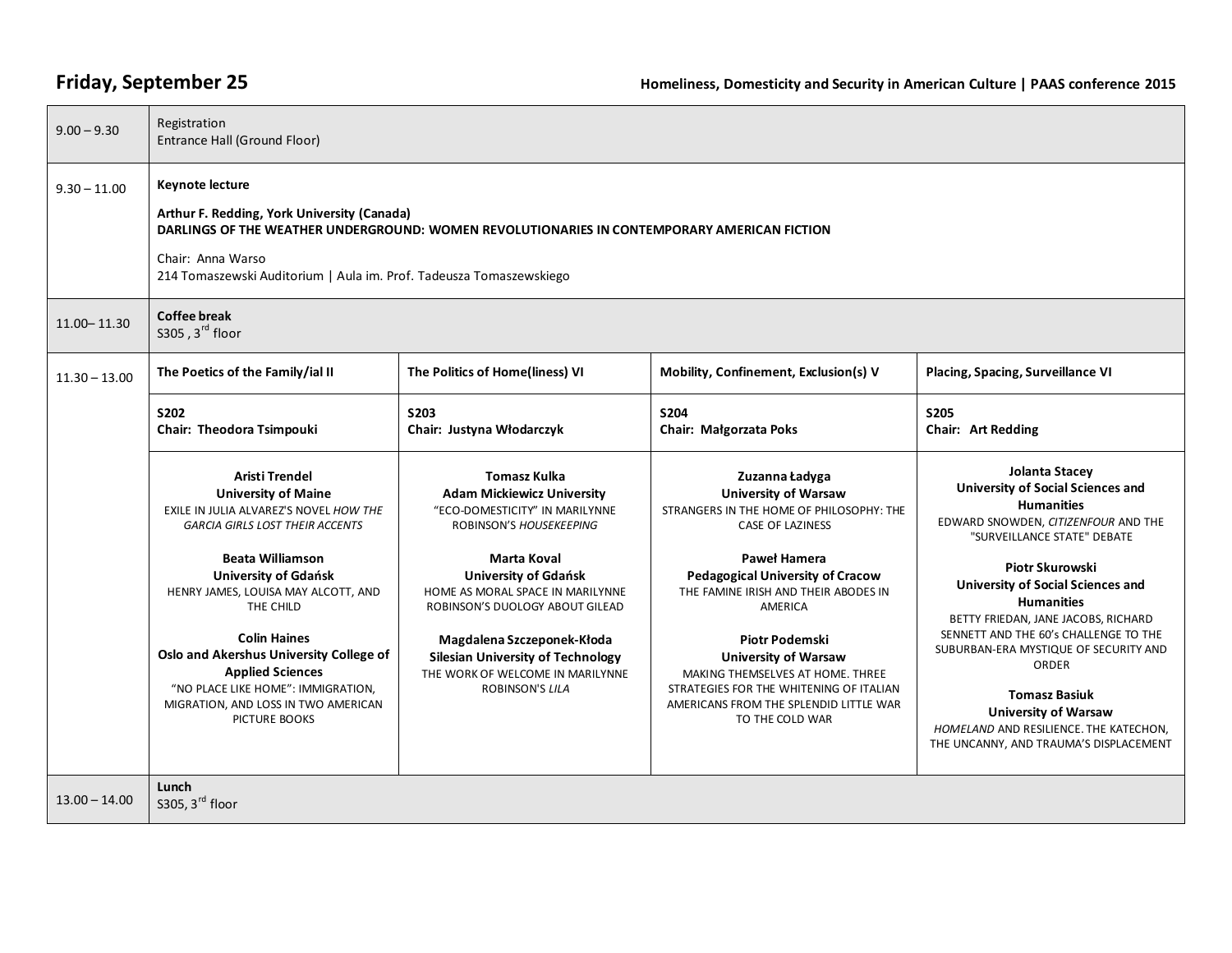## Friday, September 25

Homeliness, Domesticity and Security in American Culture | PAAS conference 2015

| | | | | |
|---|---|---|---|---|
| 9.00 – 9.30 | Registration<br>Entrance Hall (Ground Floor) | | | |
| 9.30 – 11.00 | **Keynote lecture**<br>**Arthur F. Redding, York University (Canada)**<br>**DARLINGS OF THE WEATHER UNDERGROUND: WOMEN REVOLUTIONARIES IN CONTEMPORARY AMERICAN FICTION**<br>Chair: Anna Warso<br>214 Tomaszewski Auditorium \| Aula im. Prof. Tadeusza Tomaszewskiego | | | |
| 11.00– 11.30 | **Coffee break**<br>S305 , 3rd floor | | | |
| 11.30 – 13.00 | **The Poetics of the Family/ial II** | **The Politics of Home(liness) VI** | **Mobility, Confinement, Exclusion(s) V** | **Placing, Spacing, Surveillance VI** |
| | **S202**<br>**Chair: Theodora Tsimpouki** | **S203**<br>**Chair: Justyna Włodarczyk** | **S204**<br>**Chair: Małgorzata Poks** | **S205**<br>**Chair: Art Redding** |
| | **Aristi Trendel**<br>**University of Maine**<br>EXILE IN JULIA ALVAREZ'S NOVEL *HOW THE GARCIA GIRLS LOST THEIR ACCENTS*<br><br>**Beata Williamson**<br>**University of Gdańsk**<br>HENRY JAMES, LOUISA MAY ALCOTT, AND THE CHILD<br><br>**Colin Haines**<br>**Oslo and Akershus University College of Applied Sciences**<br>"NO PLACE LIKE HOME": IMMIGRATION, MIGRATION, AND LOSS IN TWO AMERICAN PICTURE BOOKS | **Tomasz Kulka**<br>**Adam Mickiewicz University**<br>"ECO-DOMESTICITY" IN MARILYNNE ROBINSON'S *HOUSEKEEPING*<br><br>**Marta Koval**<br>**University of Gdańsk**<br>HOME AS MORAL SPACE IN MARILYNNE ROBINSON'S DUOLOGY ABOUT GILEAD<br><br>**Magdalena Szczeponek-Kłoda**<br>**Silesian University of Technology**<br>THE WORK OF WELCOME IN MARILYNNE ROBINSON'S *LILA* | **Zuzanna Ładyga**<br>**University of Warsaw**<br>STRANGERS IN THE HOME OF PHILOSOPHY: THE CASE OF LAZINESS<br><br>**Paweł Hamera**<br>**Pedagogical University of Cracow**<br>THE FAMINE IRISH AND THEIR ABODES IN AMERICA<br><br>**Piotr Podemski**<br>**University of Warsaw**<br>MAKING THEMSELVES AT HOME. THREE STRATEGIES FOR THE WHITENING OF ITALIAN AMERICANS FROM THE SPLENDID LITTLE WAR TO THE COLD WAR | **Jolanta Stacey**<br>**University of Social Sciences and Humanities**<br>EDWARD SNOWDEN, *CITIZENFOUR* AND THE "SURVEILLANCE STATE" DEBATE<br><br>**Piotr Skurowski**<br>**University of Social Sciences and Humanities**<br>BETTY FRIEDAN, JANE JACOBS, RICHARD SENNETT AND THE 60's CHALLENGE TO THE SUBURBAN-ERA MYSTIQUE OF SECURITY AND ORDER<br><br>**Tomasz Basiuk**<br>**University of Warsaw**<br>*HOMELAND* AND RESILIENCE. THE KATECHON, THE UNCANNY, AND TRAUMA'S DISPLACEMENT |
| 13.00 – 14.00 | **Lunch**<br>S305, 3rd floor | | | |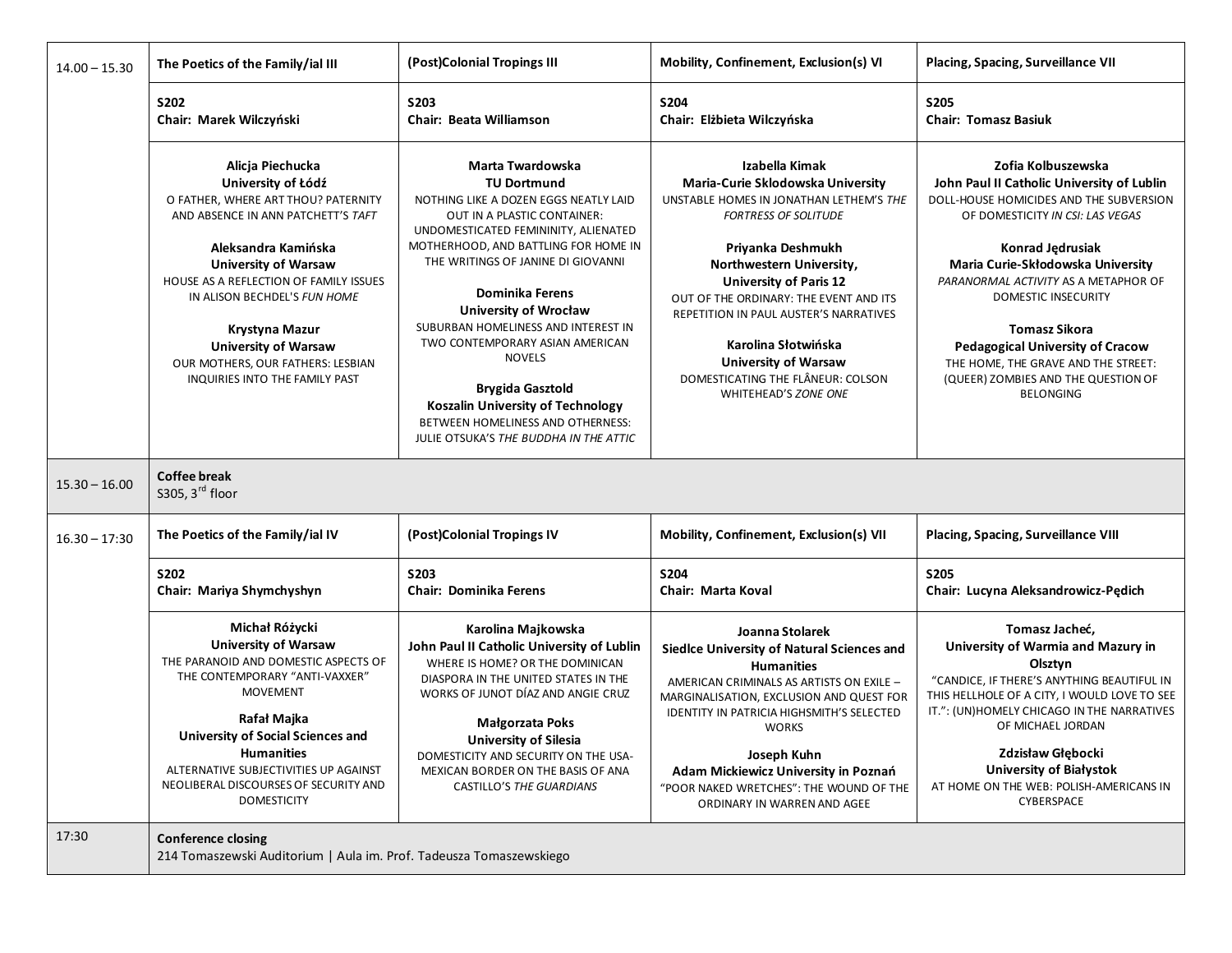| | | | | |
|---|---|---|---|---|
| 14.00 – 15.30 | **The Poetics of the Family/ial III** | **(Post)Colonial Tropings III** | **Mobility, Confinement, Exclusion(s) VI** | **Placing, Spacing, Surveillance VII** |
| | **S202**<br>**Chair: Marek Wilczyński** | **S203**<br>**Chair: Beata Williamson** | **S204**<br>**Chair: Elżbieta Wilczyńska** | **S205**<br>**Chair: Tomasz Basiuk** |
| | **Alicja Piechucka**<br>**University of Łódź**<br>O FATHER, WHERE ART THOU? PATERNITY AND ABSENCE IN ANN PATCHETT'S *TAFT*<br><br>**Aleksandra Kamińska**<br>**University of Warsaw**<br>HOUSE AS A REFLECTION OF FAMILY ISSUES IN ALISON BECHDEL'S *FUN HOME*<br><br>**Krystyna Mazur**<br>**University of Warsaw**<br>OUR MOTHERS, OUR FATHERS: LESBIAN INQUIRIES INTO THE FAMILY PAST | **Marta Twardowska**<br>**TU Dortmund**<br>NOTHING LIKE A DOZEN EGGS NEATLY LAID OUT IN A PLASTIC CONTAINER: UNDOMESTICATED FEMININITY, ALIENATED MOTHERHOOD, AND BATTLING FOR HOME IN THE WRITINGS OF JANINE DI GIOVANNI<br><br>**Dominika Ferens**<br>**University of Wrocław**<br>SUBURBAN HOMELINESS AND INTEREST IN TWO CONTEMPORARY ASIAN AMERICAN NOVELS<br><br>**Brygida Gasztold**<br>**Koszalin University of Technology**<br>BETWEEN HOMELINESS AND OTHERNESS: JULIE OTSUKA'S *THE BUDDHA IN THE ATTIC* | **Izabella Kimak**<br>**Maria-Curie Sklodowska University**<br>UNSTABLE HOMES IN JONATHAN LETHEM'S *THE FORTRESS OF SOLITUDE*<br><br>**Priyanka Deshmukh**<br>**Northwestern University,**<br>**University of Paris 12**<br>OUT OF THE ORDINARY: THE EVENT AND ITS REPETITION IN PAUL AUSTER'S NARRATIVES<br><br>**Karolina Słotwińska**<br>**University of Warsaw**<br>DOMESTICATING THE FLÂNEUR: COLSON WHITEHEAD'S *ZONE ONE* | **Zofia Kolbuszewska**<br>**John Paul II Catholic University of Lublin**<br>DOLL-HOUSE HOMICIDES AND THE SUBVERSION OF DOMESTICITY *IN CSI: LAS VEGAS*<br><br>**Konrad Jędrusiak**<br>**Maria Curie-Skłodowska University**<br>*PARANORMAL ACTIVITY* AS A METAPHOR OF DOMESTIC INSECURITY<br><br>**Tomasz Sikora**<br>**Pedagogical University of Cracow**<br>THE HOME, THE GRAVE AND THE STREET: (QUEER) ZOMBIES AND THE QUESTION OF BELONGING |
| 15.30 – 16.00 | **Coffee break**<br>S305, 3rd floor | | | |
| 16.30 – 17:30 | **The Poetics of the Family/ial IV** | **(Post)Colonial Tropings IV** | **Mobility, Confinement, Exclusion(s) VII** | **Placing, Spacing, Surveillance VIII** |
| | **S202**<br>**Chair: Mariya Shymchyshyn** | **S203**<br>**Chair: Dominika Ferens** | **S204**<br>**Chair: Marta Koval** | **S205**<br>**Chair: Lucyna Aleksandrowicz-Pędich** |
| | **Michał Różycki**<br>**University of Warsaw**<br>THE PARANOID AND DOMESTIC ASPECTS OF THE CONTEMPORARY "ANTI-VAXXER" MOVEMENT<br><br>**Rafał Majka**<br>**University of Social Sciences and Humanities**<br>ALTERNATIVE SUBJECTIVITIES UP AGAINST NEOLIBERAL DISCOURSES OF SECURITY AND DOMESTICITY | **Karolina Majkowska**<br>**John Paul II Catholic University of Lublin**<br>WHERE IS HOME? OR THE DOMINICAN DIASPORA IN THE UNITED STATES IN THE WORKS OF JUNOT DÍAZ AND ANGIE CRUZ<br><br>**Małgorzata Poks**<br>**University of Silesia**<br>DOMESTICITY AND SECURITY ON THE USA-MEXICAN BORDER ON THE BASIS OF ANA CASTILLO'S *THE GUARDIANS* | **Joanna Stolarek**<br>**Siedlce University of Natural Sciences and Humanities**<br>AMERICAN CRIMINALS AS ARTISTS ON EXILE – MARGINALISATION, EXCLUSION AND QUEST FOR IDENTITY IN PATRICIA HIGHSMITH'S SELECTED WORKS<br><br>**Joseph Kuhn**<br>**Adam Mickiewicz University in Poznań**<br>"POOR NAKED WRETCHES": THE WOUND OF THE ORDINARY IN WARREN AND AGEE | **Tomasz Jacheć,**<br>**University of Warmia and Mazury in Olsztyn**<br>"CANDICE, IF THERE'S ANYTHING BEAUTIFUL IN THIS HELLHOLE OF A CITY, I WOULD LOVE TO SEE IT.": (UN)HOMELY CHICAGO IN THE NARRATIVES OF MICHAEL JORDAN<br><br>**Zdzisław Głębocki**<br>**University of Białystok**<br>AT HOME ON THE WEB: POLISH-AMERICANS IN CYBERSPACE |
| 17:30 | **Conference closing**<br>214 Tomaszewski Auditorium \| Aula im. Prof. Tadeusza Tomaszewskiego | | | |